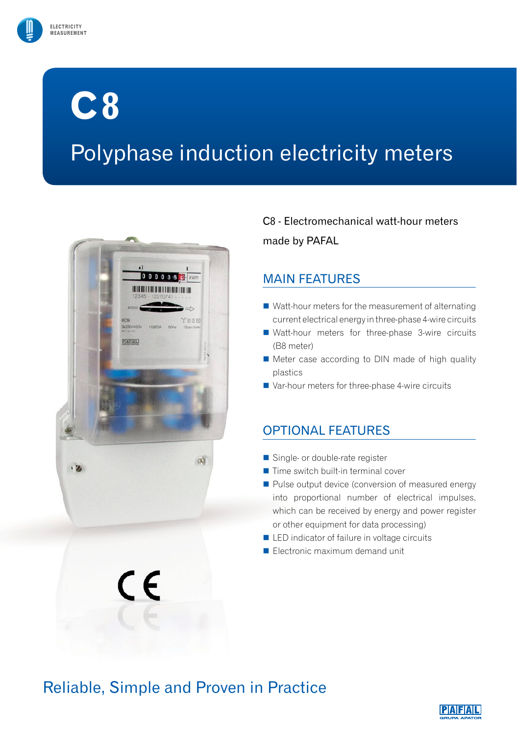# C8

## Polyphase induction electricity meters

C8 - Electromechanical watt-hour meters made by PAFAL

## MAIN FEATURES

- Watt-hour meters for the measurement of alternating current electrical energy in three-phase 4-wire circuits
- Watt-hour meters for three-phase 3-wire circuits (B8 meter)
- Meter case according to DIN made of high quality plastics
- Var-hour meters for three-phase 4-wire circuits

## OPTIONAL FEATURES

- Single- or double-rate register
- Time switch built-in terminal cover
- Pulse output device (conversion of measured energy into proportional number of electrical impulses, which can be received by energy and power register or other equipment for data processing)
- LED indicator of failure in voltage circuits
- Electronic maximum demand unit

## Reliable, Simple and Proven in Practice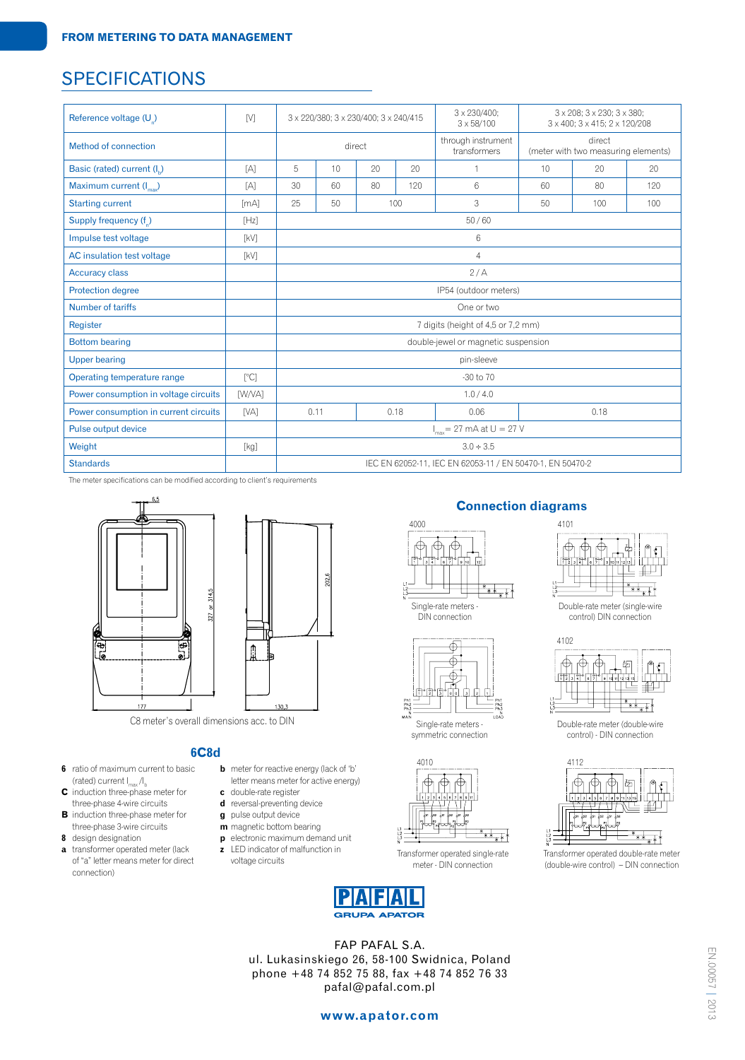# SPECIFICATIONS

| | | | | | | | | | |
|---|---|---|---|---|---|---|---|---|---|
| Reference voltage ($U_n$) | [V] | 3 x 220/380; 3 x 230/400; 3 x 240/415 | | | | 3 x 230/400; 3 x 58/100 | 3 x 208; 3 x 230; 3 x 380; 3 x 400; 3 x 415; 2 x 120/208 | | |
| Method of connection | | direct | | | | through instrument transformers | direct (meter with two measuring elements) | | |
| Basic (rated) current ($I_b$) | [A] | 5 | 10 | 20 | 20 | 1 | 10 | 20 | 20 |
| Maximum current ($I_{max}$) | [A] | 30 | 60 | 80 | 120 | 6 | 60 | 80 | 120 |
| Starting current | [mA] | 25 | 50 | 100 | | 3 | 50 | 100 | 100 |
| Supply frequency ($f_n$) | [Hz] | 50 / 60 | | | | | | | |
| Impulse test voltage | [kV] | 6 | | | | | | | |
| AC insulation test voltage | [kV] | 4 | | | | | | | |
| Accuracy class | | 2 / A | | | | | | | |
| Protection degree | | IP54 (outdoor meters) | | | | | | | |
| Number of tariffs | | One or two | | | | | | | |
| Register | | 7 digits (height of 4,5 or 7,2 mm) | | | | | | | |
| Bottom bearing | | double-jewel or magnetic suspension | | | | | | | |
| Upper bearing | | pin-sleeve | | | | | | | |
| Operating temperature range | [°C] | -30 to 70 | | | | | | | |
| Power consumption in voltage circuits | [W/VA] | 1.0 / 4.0 | | | | | | | |
| Power consumption in current circuits | [VA] | 0.11 | | 0.18 | | 0.06 | 0.18 | | |
| Pulse output device | | $I_{max}$ = 27 mA at U = 27 V | | | | | | | |
| Weight | [kg] | 3.0 ÷ 3.5 | | | | | | | |
| Standards | | IEC EN 62052-11, IEC EN 62053-11 / EN 50470-1, EN 50470-2 | | | | | | | |

The meter specifications can be modified according to client's requirements

6,5

327 or 314,5

202,6

177

130,3

C8 meter's overall dimensions acc. to DIN

## 6C8d

- **6** ratio of maximum current to basic (rated) current $I_{max}/I_b$
- **C** induction three-phase meter for three-phase 4-wire circuits
- **B** induction three-phase meter for three-phase 3-wire circuits
- **8** design designation
- **a** transformer operated meter (lack of "a" letter means meter for direct connection)
- **b** meter for reactive energy (lack of 'b' letter means meter for active energy)
- **c** double-rate register
- **d** reversal-preventing device
- **g** pulse output device
- **m** magnetic bottom bearing
- **p** electronic maximum demand unit
- **z** LED indicator of malfunction in voltage circuits

## Connection diagrams

4000

Single-rate meters - DIN connection

4101

Double-rate meter (single-wire control) DIN connection

Single-rate meters - symmetric connection

4102

Double-rate meter (double-wire control) - DIN connection

4010

Transformer operated single-rate meter - DIN connection

4112

Transformer operated double-rate meter (double-wire control) – DIN connection

PAFAL GRUPA APATOR

FAP PAFAL S.A.
ul. Lukasinskiego 26, 58-100 Swidnica, Poland
phone +48 74 852 75 88, fax +48 74 852 76 33
pafal@pafal.com.pl

**www.apator.com**

EN.00057 | 2013